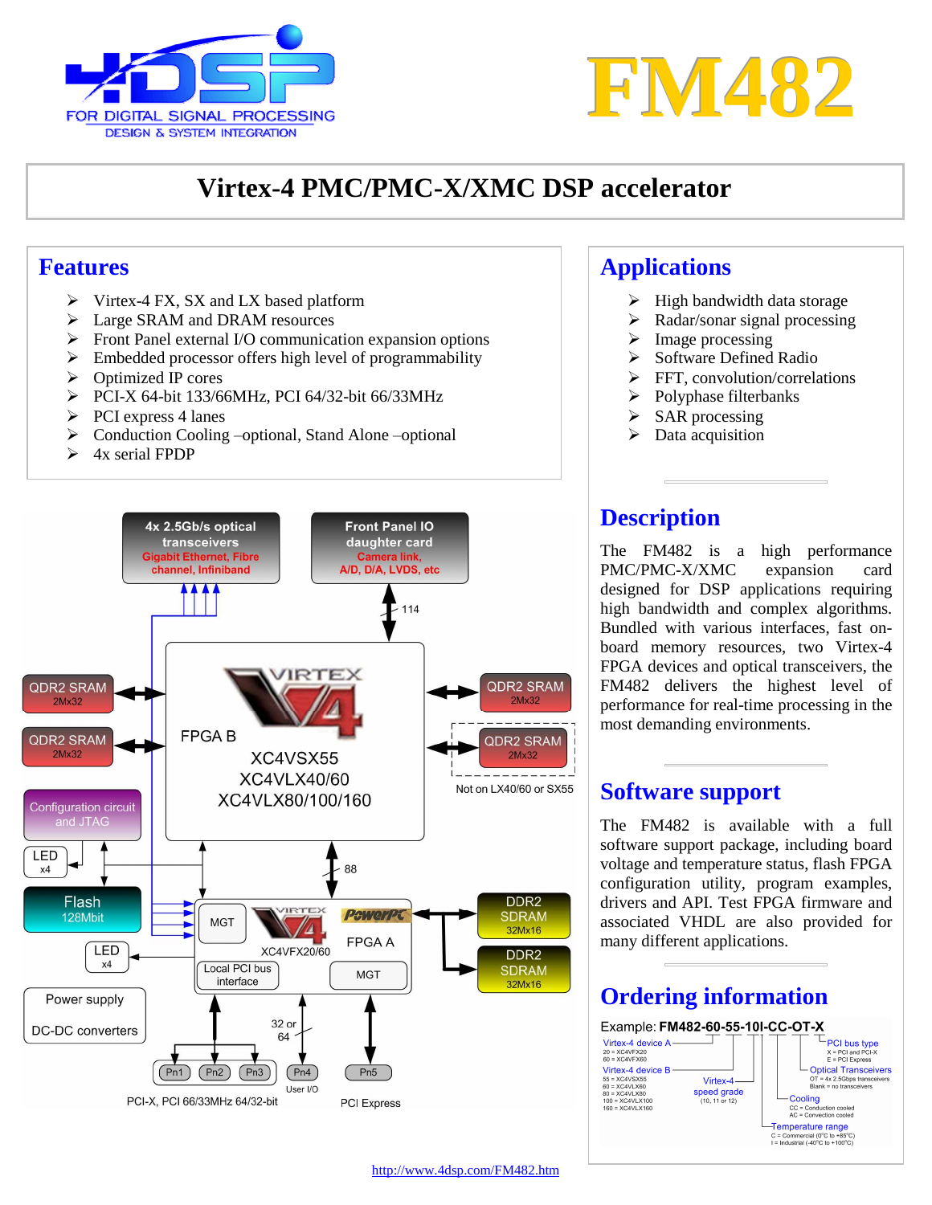# FM482

## Virtex-4 PMC/PMC-X/XMC DSP accelerator

## Features

- Virtex-4 FX, SX and LX based platform
- Large SRAM and DRAM resources
- Front Panel external I/O communication expansion options
- Embedded processor offers high level of programmability
- Optimized IP cores
- PCI-X 64-bit 133/66MHz, PCI 64/32-bit 66/33MHz
- PCI express 4 lanes
- Conduction Cooling –optional, Stand Alone –optional
- 4x serial FPDP

## Applications

- High bandwidth data storage
- Radar/sonar signal processing
- Image processing
- Software Defined Radio
- FFT, convolution/correlations
- Polyphase filterbanks
- SAR processing
- Data acquisition

4x 2.5Gb/s optical transceivers
Gigabit Ethernet, Fibre channel, Infiniband

Front Panel IO daughter card
Camera link, A/D, D/A, LVDS, etc

114

QDR2 SRAM 2Mx32

QDR2 SRAM 2Mx32

FPGA B
XC4VSX55
XC4VLX40/60
XC4VLX80/100/160

QDR2 SRAM 2Mx32

QDR2 SRAM 2Mx32

Not on LX40/60 or SX55

Configuration circuit and JTAG

LED x4

Flash 128Mbit

LED x4

88

MGT

XC4VFX20/60

FPGA A

Local PCI bus interface

MGT

DDR2 SDRAM 32Mx16

DDR2 SDRAM 32Mx16

Power supply
DC-DC converters

32 or 64

Pn1 Pn2 Pn3 Pn4 Pn5

User I/O

PCI-X, PCI 66/33MHz 64/32-bit

PCI Express

## Description

The FM482 is a high performance PMC/PMC-X/XMC expansion card designed for DSP applications requiring high bandwidth and complex algorithms. Bundled with various interfaces, fast on-board memory resources, two Virtex-4 FPGA devices and optical transceivers, the FM482 delivers the highest level of performance for real-time processing in the most demanding environments.

## Software support

The FM482 is available with a full software support package, including board voltage and temperature status, flash FPGA configuration utility, program examples, drivers and API. Test FPGA firmware and associated VHDL are also provided for many different applications.

## Ordering information

Example: **FM482-60-55-10I-CC-OT-X**

- Virtex-4 device A
  - 20 = XC4VFX20
  - 60 = XC4VFX60
- Virtex-4 device B
  - 55 = XC4VSX55
  - 60 = XC4VLX60
  - 80 = XC4VLX80
  - 100 = XC4VLX100
  - 160 = XC4VLX160
- Virtex-4 speed grade (10, 11 or 12)
- Temperature range
  - C = Commercial (0°C to +85°C)
  - I = Industrial (-40°C to +100°C)
- Cooling
  - CC = Conduction cooled
  - AC = Convection cooled
- Optical Transceivers
  - OT = 4x 2.5Gbps transceivers
  - Blank = no transceivers
- PCI bus type
  - X = PCI and PCI-X
  - E = PCI Express

http://www.4dsp.com/FM482.htm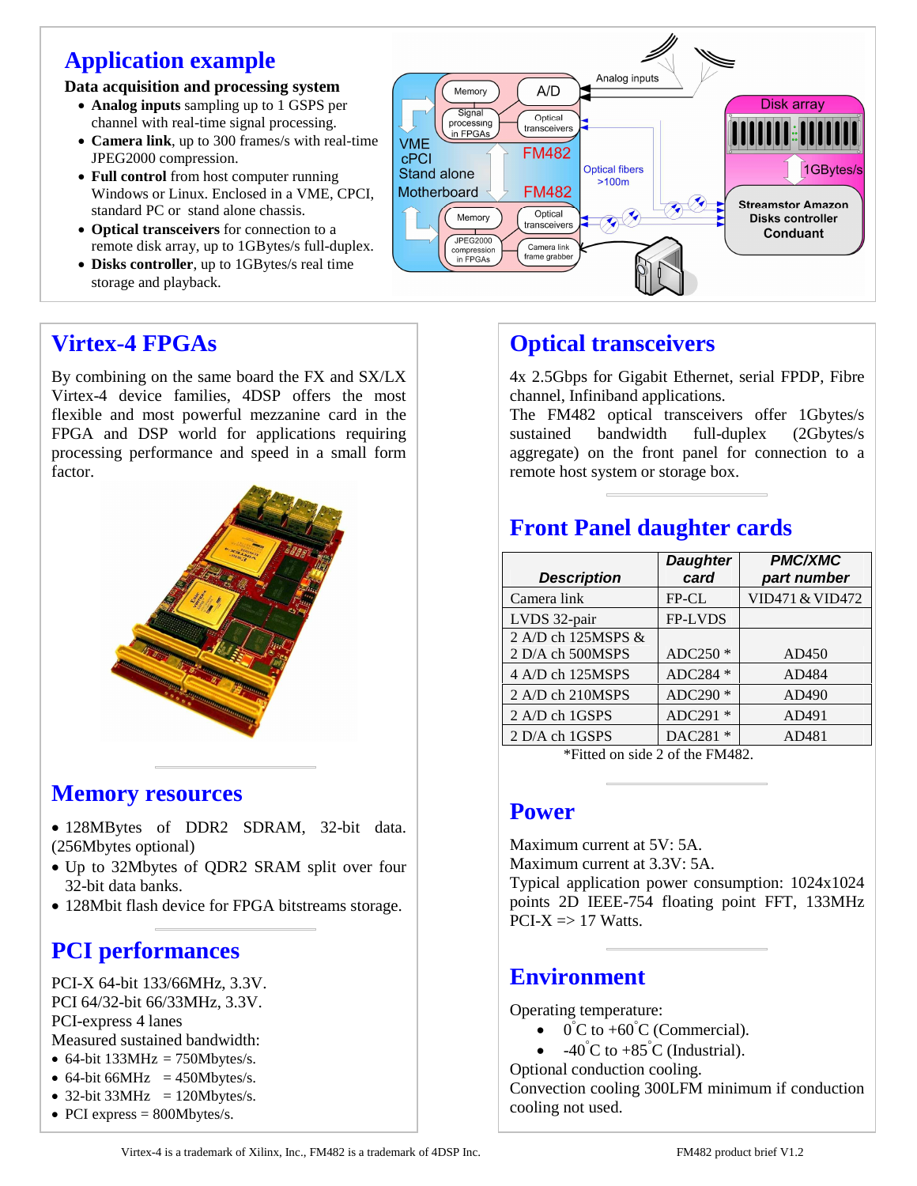## Application example

### Data acquisition and processing system

- **Analog inputs** sampling up to 1 GSPS per channel with real-time signal processing.
- **Camera link**, up to 300 frames/s with real-time JPEG2000 compression.
- **Full control** from host computer running Windows or Linux. Enclosed in a VME, CPCI, standard PC or stand alone chassis.
- **Optical transceivers** for connection to a remote disk array, up to 1GBytes/s full-duplex.
- **Disks controller**, up to 1GBytes/s real time storage and playback.

## Virtex-4 FPGAs

By combining on the same board the FX and SX/LX Virtex-4 device families, 4DSP offers the most flexible and most powerful mezzanine card in the FPGA and DSP world for applications requiring processing performance and speed in a small form factor.

## Memory resources

- 128MBytes of DDR2 SDRAM, 32-bit data. (256Mbytes optional)
- Up to 32Mbytes of QDR2 SRAM split over four 32-bit data banks.
- 128Mbit flash device for FPGA bitstreams storage.

## PCI performances

PCI-X 64-bit 133/66MHz, 3.3V.
PCI 64/32-bit 66/33MHz, 3.3V.
PCI-express 4 lanes
Measured sustained bandwidth:

- 64-bit 133MHz = 750Mbytes/s.
- 64-bit 66MHz = 450Mbytes/s.
- 32-bit 33MHz = 120Mbytes/s.
- PCI express = 800Mbytes/s.

## Optical transceivers

4x 2.5Gbps for Gigabit Ethernet, serial FPDP, Fibre channel, Infiniband applications.
The FM482 optical transceivers offer 1Gbytes/s sustained bandwidth full-duplex (2Gbytes/s aggregate) on the front panel for connection to a remote host system or storage box.

## Front Panel daughter cards

| Description | Daughter card | PMC/XMC part number |
|---|---|---|
| Camera link | FP-CL | VID471 & VID472 |
| LVDS 32-pair | FP-LVDS | |
| 2 A/D ch 125MSPS & 2 D/A ch 500MSPS | ADC250 * | AD450 |
| 4 A/D ch 125MSPS | ADC284 * | AD484 |
| 2 A/D ch 210MSPS | ADC290 * | AD490 |
| 2 A/D ch 1GSPS | ADC291 * | AD491 |
| 2 D/A ch 1GSPS | DAC281 * | AD481 |

*Fitted on side 2 of the FM482.

## Power

Maximum current at 5V: 5A.
Maximum current at 3.3V: 5A.
Typical application power consumption: 1024x1024 points 2D IEEE-754 floating point FFT, 133MHz PCI-X => 17 Watts.

## Environment

Operating temperature:

- 0°C to +60°C (Commercial).
- -40°C to +85°C (Industrial).

Optional conduction cooling.
Convection cooling 300LFM minimum if conduction cooling not used.

Virtex-4 is a trademark of Xilinx, Inc., FM482 is a trademark of 4DSP Inc.